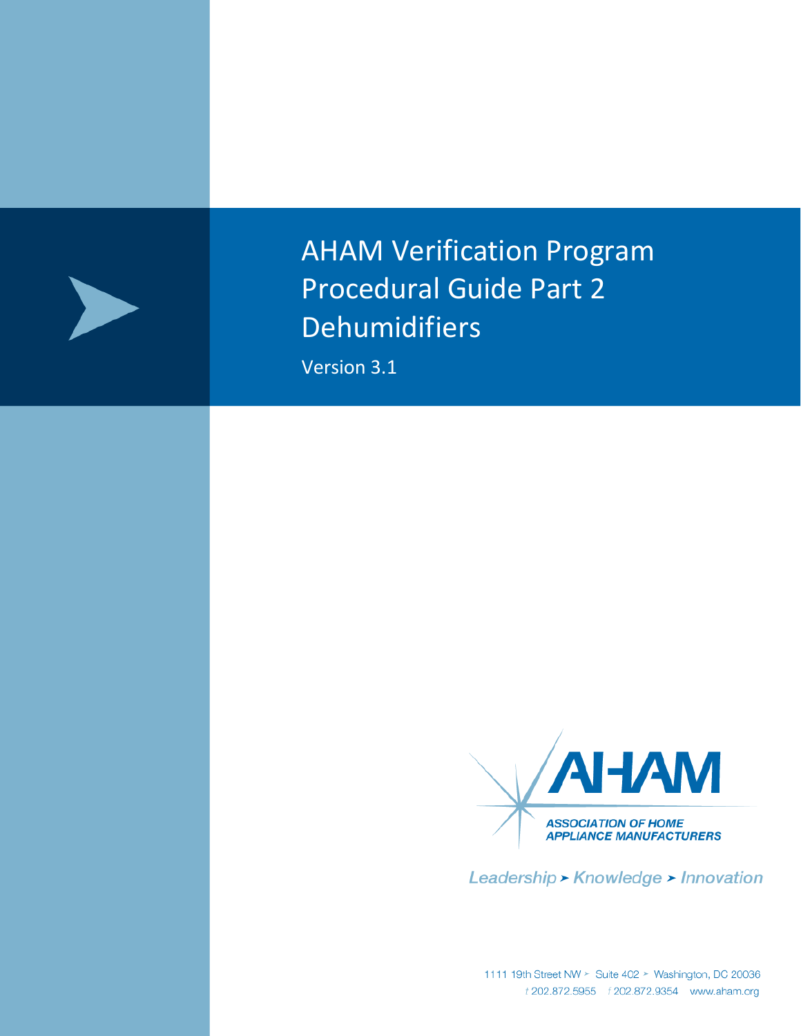# AHAM Verification Program Procedural Guide Part 2 Dehumidifiers

Version 3.1

AHAM

ASSOCIATION OF HOME APPLIANCE MANUFACTURERS

*Leadership ➤ Knowledge ➤ Innovation*

1111 19th Street NW ➤ Suite 402 ➤ Washington, DC 20036

t 202.872.5955 f 202.872.9354 www.aham.org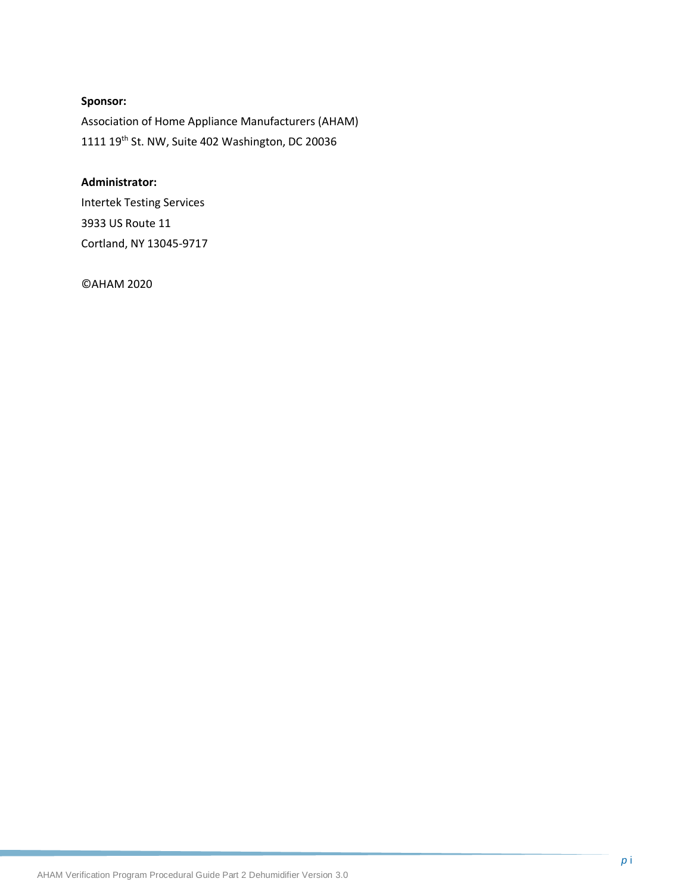**Sponsor:**

Association of Home Appliance Manufacturers (AHAM)

1111 19th St. NW, Suite 402 Washington, DC 20036

**Administrator:**

Intertek Testing Services

3933 US Route 11

Cortland, NY 13045-9717

©AHAM 2020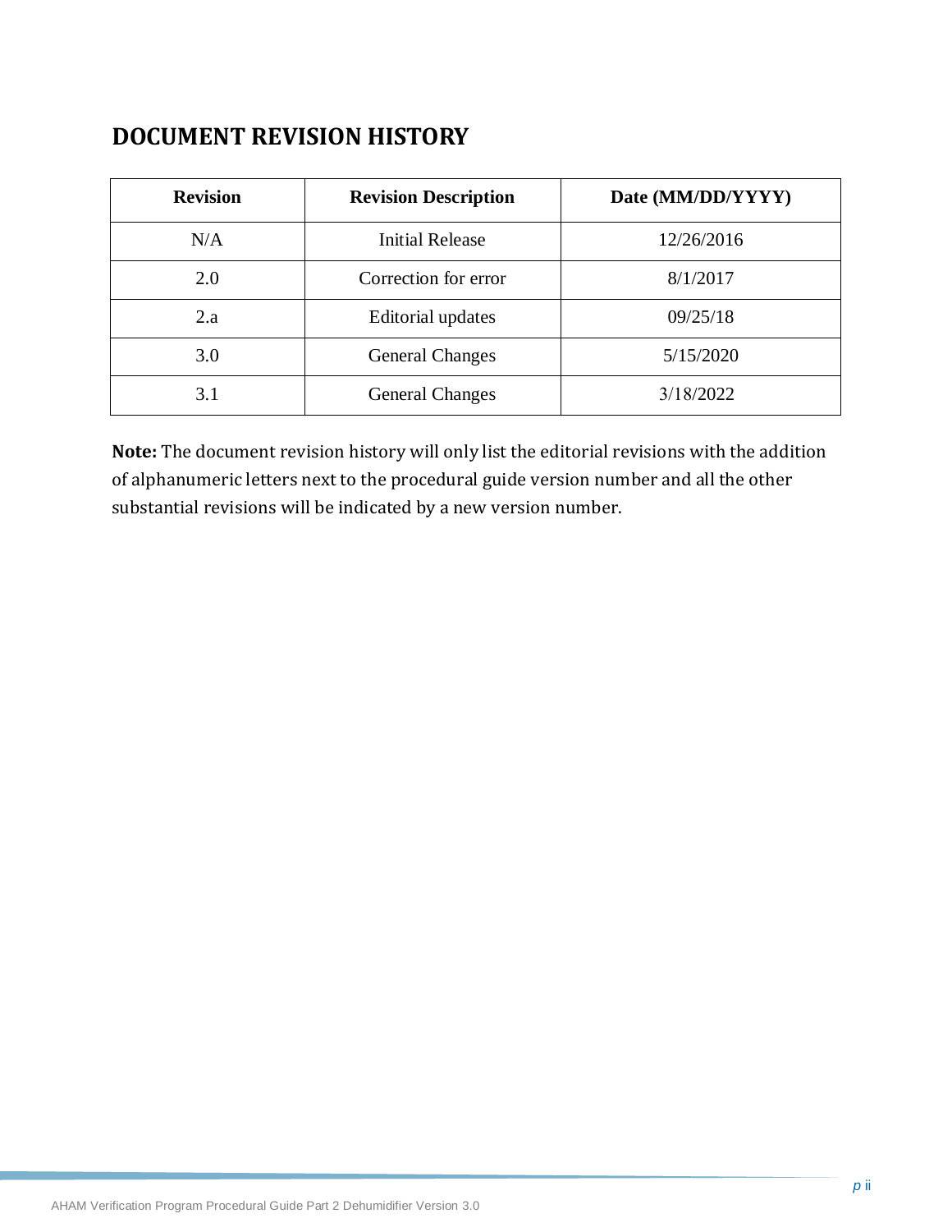## DOCUMENT REVISION HISTORY

| Revision | Revision Description | Date (MM/DD/YYYY) |
| --- | --- | --- |
| N/A | Initial Release | 12/26/2016 |
| 2.0 | Correction for error | 8/1/2017 |
| 2.a | Editorial updates | 09/25/18 |
| 3.0 | General Changes | 5/15/2020 |
| 3.1 | General Changes | 3/18/2022 |

**Note:** The document revision history will only list the editorial revisions with the addition of alphanumeric letters next to the procedural guide version number and all the other substantial revisions will be indicated by a new version number.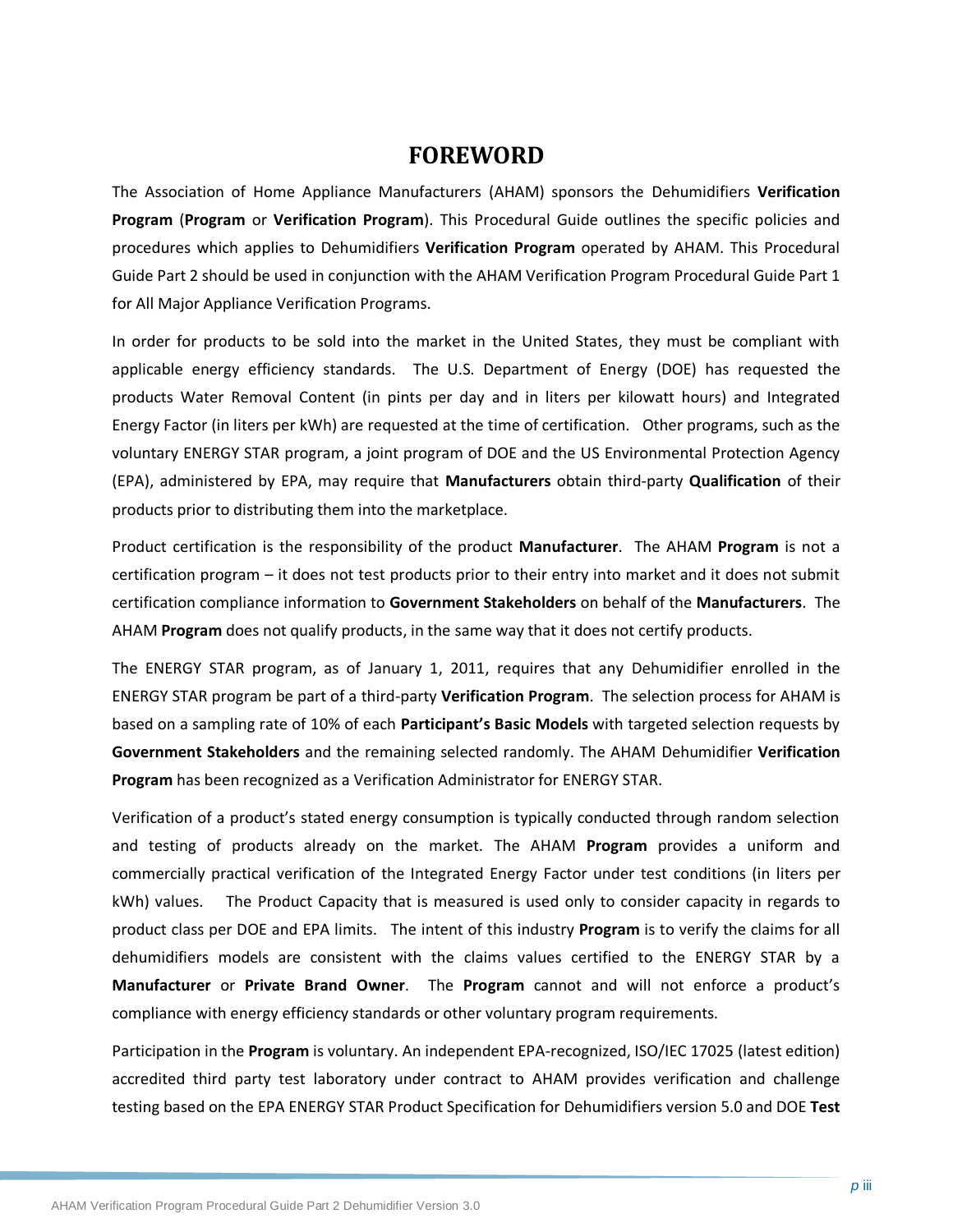# FOREWORD

The Association of Home Appliance Manufacturers (AHAM) sponsors the Dehumidifiers **Verification Program** (**Program** or **Verification Program**). This Procedural Guide outlines the specific policies and procedures which applies to Dehumidifiers **Verification Program** operated by AHAM. This Procedural Guide Part 2 should be used in conjunction with the AHAM Verification Program Procedural Guide Part 1 for All Major Appliance Verification Programs.

In order for products to be sold into the market in the United States, they must be compliant with applicable energy efficiency standards. The U.S. Department of Energy (DOE) has requested the products Water Removal Content (in pints per day and in liters per kilowatt hours) and Integrated Energy Factor (in liters per kWh) are requested at the time of certification. Other programs, such as the voluntary ENERGY STAR program, a joint program of DOE and the US Environmental Protection Agency (EPA), administered by EPA, may require that **Manufacturers** obtain third-party **Qualification** of their products prior to distributing them into the marketplace.

Product certification is the responsibility of the product **Manufacturer**. The AHAM **Program** is not a certification program – it does not test products prior to their entry into market and it does not submit certification compliance information to **Government Stakeholders** on behalf of the **Manufacturers**. The AHAM **Program** does not qualify products, in the same way that it does not certify products.

The ENERGY STAR program, as of January 1, 2011, requires that any Dehumidifier enrolled in the ENERGY STAR program be part of a third-party **Verification Program**. The selection process for AHAM is based on a sampling rate of 10% of each **Participant's Basic Models** with targeted selection requests by **Government Stakeholders** and the remaining selected randomly. The AHAM Dehumidifier **Verification Program** has been recognized as a Verification Administrator for ENERGY STAR.

Verification of a product's stated energy consumption is typically conducted through random selection and testing of products already on the market. The AHAM **Program** provides a uniform and commercially practical verification of the Integrated Energy Factor under test conditions (in liters per kWh) values. The Product Capacity that is measured is used only to consider capacity in regards to product class per DOE and EPA limits. The intent of this industry **Program** is to verify the claims for all dehumidifiers models are consistent with the claims values certified to the ENERGY STAR by a **Manufacturer** or **Private Brand Owner**. The **Program** cannot and will not enforce a product's compliance with energy efficiency standards or other voluntary program requirements.

Participation in the **Program** is voluntary. An independent EPA-recognized, ISO/IEC 17025 (latest edition) accredited third party test laboratory under contract to AHAM provides verification and challenge testing based on the EPA ENERGY STAR Product Specification for Dehumidifiers version 5.0 and DOE **Test**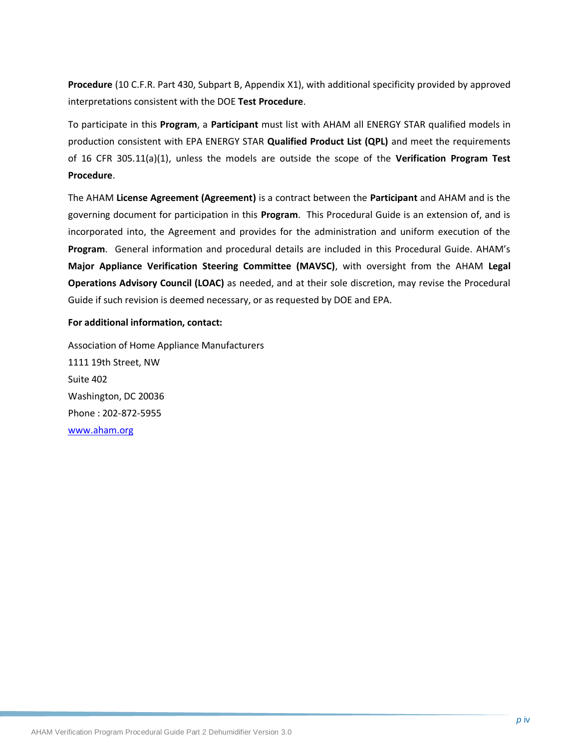**Procedure** (10 C.F.R. Part 430, Subpart B, Appendix X1), with additional specificity provided by approved interpretations consistent with the DOE **Test Procedure**.

To participate in this **Program**, a **Participant** must list with AHAM all ENERGY STAR qualified models in production consistent with EPA ENERGY STAR **Qualified Product List (QPL)** and meet the requirements of 16 CFR 305.11(a)(1), unless the models are outside the scope of the **Verification Program Test Procedure**.

The AHAM **License Agreement (Agreement)** is a contract between the **Participant** and AHAM and is the governing document for participation in this **Program**. This Procedural Guide is an extension of, and is incorporated into, the Agreement and provides for the administration and uniform execution of the **Program**. General information and procedural details are included in this Procedural Guide. AHAM's **Major Appliance Verification Steering Committee (MAVSC)**, with oversight from the AHAM **Legal Operations Advisory Council (LOAC)** as needed, and at their sole discretion, may revise the Procedural Guide if such revision is deemed necessary, or as requested by DOE and EPA.

**For additional information, contact:**

Association of Home Appliance Manufacturers
1111 19th Street, NW
Suite 402
Washington, DC 20036
Phone : 202-872-5955
[www.aham.org](http://www.aham.org)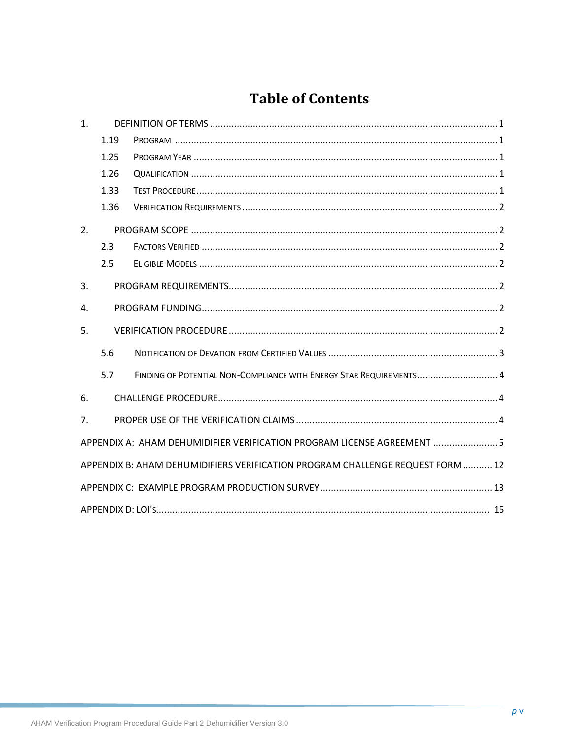# Table of Contents

1. DEFINITION OF TERMS ........................................................................................................ 1
    - 1.19 PROGRAM ........................................................................................................ 1
    - 1.25 PROGRAM YEAR ........................................................................................................ 1
    - 1.26 QUALIFICATION ........................................................................................................ 1
    - 1.33 TEST PROCEDURE ........................................................................................................ 1
    - 1.36 VERIFICATION REQUIREMENTS ........................................................................................................ 2
2. PROGRAM SCOPE ........................................................................................................ 2
    - 2.3 FACTORS VERIFIED ........................................................................................................ 2
    - 2.5 ELIGIBLE MODELS ........................................................................................................ 2
3. PROGRAM REQUIREMENTS ........................................................................................................ 2
4. PROGRAM FUNDING ........................................................................................................ 2
5. VERIFICATION PROCEDURE ........................................................................................................ 2
    - 5.6 NOTIFICATION OF DEVATION FROM CERTIFIED VALUES ........................................................................................................ 3
    - 5.7 FINDING OF POTENTIAL NON-COMPLIANCE WITH ENERGY STAR REQUIREMENTS ........................................................................................................ 4
6. CHALLENGE PROCEDURE ........................................................................................................ 4
7. PROPER USE OF THE VERIFICATION CLAIMS ........................................................................................................ 4

APPENDIX A: AHAM DEHUMIDIFIER VERIFICATION PROGRAM LICENSE AGREEMENT ........................................................................................................ 5

APPENDIX B: AHAM DEHUMIDIFIERS VERIFICATION PROGRAM CHALLENGE REQUEST FORM ........................................................................................................ 12

APPENDIX C: EXAMPLE PROGRAM PRODUCTION SURVEY ........................................................................................................ 13

APPENDIX D: LOI'S ........................................................................................................ 15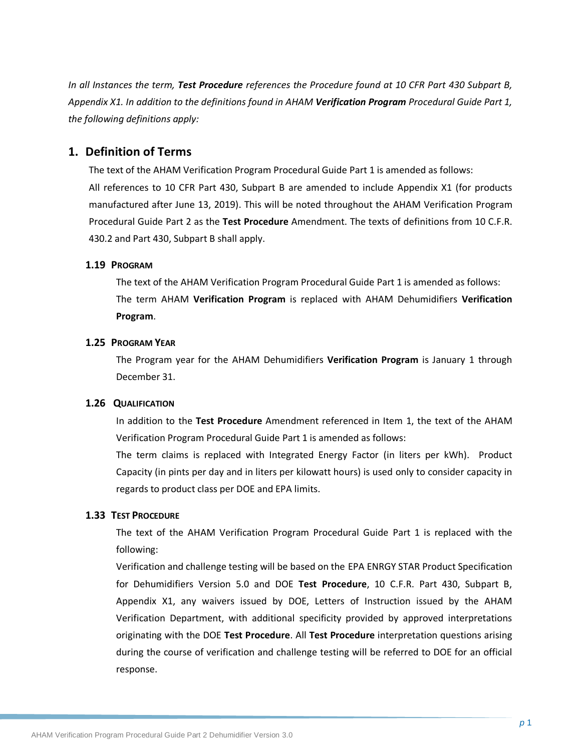*In all Instances the term,* ***Test Procedure*** *references the Procedure found at 10 CFR Part 430 Subpart B, Appendix X1. In addition to the definitions found in AHAM* ***Verification Program*** *Procedural Guide Part 1, the following definitions apply:*

## 1. Definition of Terms

The text of the AHAM Verification Program Procedural Guide Part 1 is amended as follows:
All references to 10 CFR Part 430, Subpart B are amended to include Appendix X1 (for products manufactured after June 13, 2019). This will be noted throughout the AHAM Verification Program Procedural Guide Part 2 as the **Test Procedure** Amendment. The texts of definitions from 10 C.F.R. 430.2 and Part 430, Subpart B shall apply.

### 1.19 PROGRAM

The text of the AHAM Verification Program Procedural Guide Part 1 is amended as follows:
The term AHAM **Verification Program** is replaced with AHAM Dehumidifiers **Verification Program**.

### 1.25 PROGRAM YEAR

The Program year for the AHAM Dehumidifiers **Verification Program** is January 1 through December 31.

### 1.26 QUALIFICATION

In addition to the **Test Procedure** Amendment referenced in Item 1, the text of the AHAM Verification Program Procedural Guide Part 1 is amended as follows:
The term claims is replaced with Integrated Energy Factor (in liters per kWh). Product Capacity (in pints per day and in liters per kilowatt hours) is used only to consider capacity in regards to product class per DOE and EPA limits.

### 1.33 TEST PROCEDURE

The text of the AHAM Verification Program Procedural Guide Part 1 is replaced with the following:
Verification and challenge testing will be based on the EPA ENRGY STAR Product Specification for Dehumidifiers Version 5.0 and DOE **Test Procedure**, 10 C.F.R. Part 430, Subpart B, Appendix X1, any waivers issued by DOE, Letters of Instruction issued by the AHAM Verification Department, with additional specificity provided by approved interpretations originating with the DOE **Test Procedure**. All **Test Procedure** interpretation questions arising during the course of verification and challenge testing will be referred to DOE for an official response.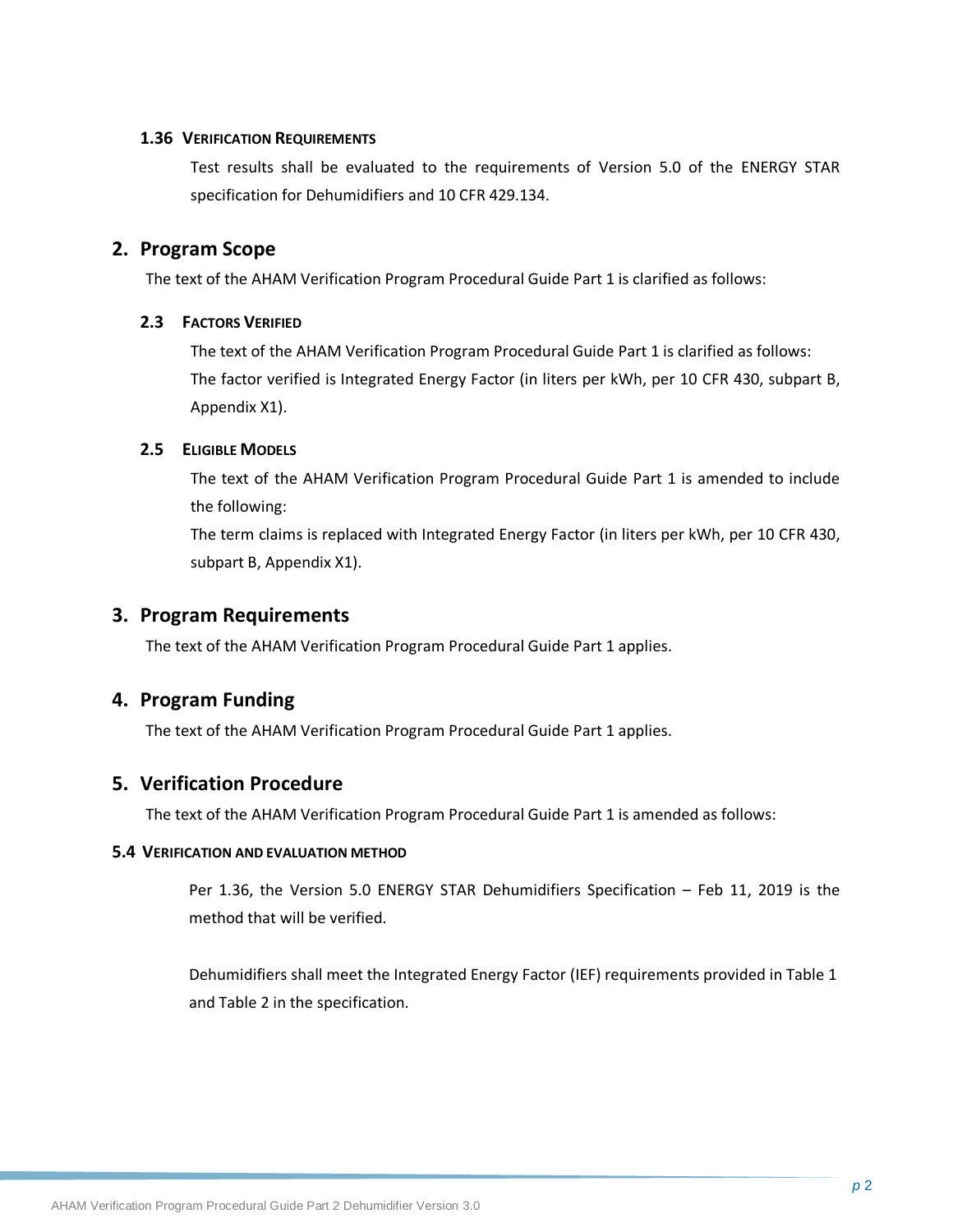### 1.36 VERIFICATION REQUIREMENTS

Test results shall be evaluated to the requirements of Version 5.0 of the ENERGY STAR specification for Dehumidifiers and 10 CFR 429.134.

## 2. Program Scope

The text of the AHAM Verification Program Procedural Guide Part 1 is clarified as follows:

### 2.3 FACTORS VERIFIED

The text of the AHAM Verification Program Procedural Guide Part 1 is clarified as follows: The factor verified is Integrated Energy Factor (in liters per kWh, per 10 CFR 430, subpart B, Appendix X1).

### 2.5 ELIGIBLE MODELS

The text of the AHAM Verification Program Procedural Guide Part 1 is amended to include the following:

The term claims is replaced with Integrated Energy Factor (in liters per kWh, per 10 CFR 430, subpart B, Appendix X1).

## 3. Program Requirements

The text of the AHAM Verification Program Procedural Guide Part 1 applies.

## 4. Program Funding

The text of the AHAM Verification Program Procedural Guide Part 1 applies.

## 5. Verification Procedure

The text of the AHAM Verification Program Procedural Guide Part 1 is amended as follows:

### 5.4 VERIFICATION AND EVALUATION METHOD

Per 1.36, the Version 5.0 ENERGY STAR Dehumidifiers Specification – Feb 11, 2019 is the method that will be verified.

Dehumidifiers shall meet the Integrated Energy Factor (IEF) requirements provided in Table 1 and Table 2 in the specification.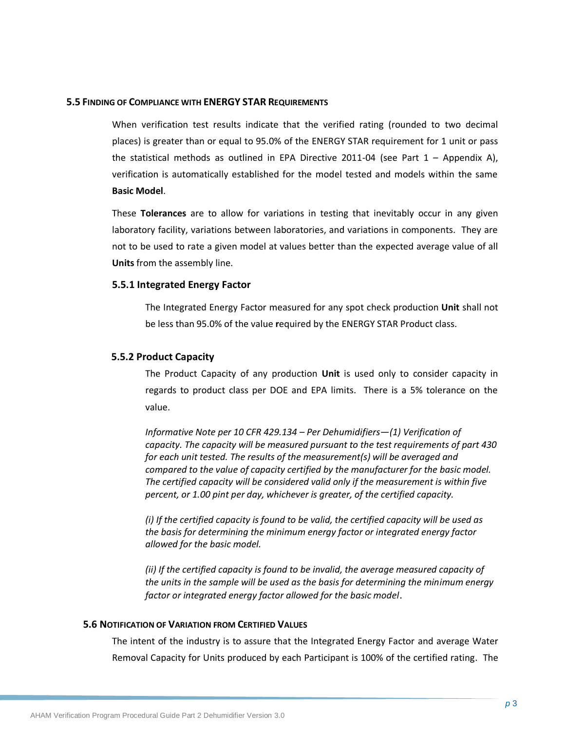## 5.5 Finding of Compliance with ENERGY STAR Requirements

When verification test results indicate that the verified rating (rounded to two decimal places) is greater than or equal to 95.0% of the ENERGY STAR requirement for 1 unit or pass the statistical methods as outlined in EPA Directive 2011-04 (see Part 1 – Appendix A), verification is automatically established for the model tested and models within the same **Basic Model**.

These **Tolerances** are to allow for variations in testing that inevitably occur in any given laboratory facility, variations between laboratories, and variations in components. They are not to be used to rate a given model at values better than the expected average value of all **Units** from the assembly line.

### 5.5.1 Integrated Energy Factor

The Integrated Energy Factor measured for any spot check production **Unit** shall not be less than 95.0% of the value **r**equired by the ENERGY STAR Product class.

### 5.5.2 Product Capacity

The Product Capacity of any production **Unit** is used only to consider capacity in regards to product class per DOE and EPA limits. There is a 5% tolerance on the value.

*Informative Note per 10 CFR 429.134 – Per Dehumidifiers—(1) Verification of capacity. The capacity will be measured pursuant to the test requirements of part 430 for each unit tested. The results of the measurement(s) will be averaged and compared to the value of capacity certified by the manufacturer for the basic model. The certified capacity will be considered valid only if the measurement is within five percent, or 1.00 pint per day, whichever is greater, of the certified capacity.*

*(i) If the certified capacity is found to be valid, the certified capacity will be used as the basis for determining the minimum energy factor or integrated energy factor allowed for the basic model.*

*(ii) If the certified capacity is found to be invalid, the average measured capacity of the units in the sample will be used as the basis for determining the minimum energy factor or integrated energy factor allowed for the basic model*.

## 5.6 Notification of Variation from Certified Values

The intent of the industry is to assure that the Integrated Energy Factor and average Water Removal Capacity for Units produced by each Participant is 100% of the certified rating. The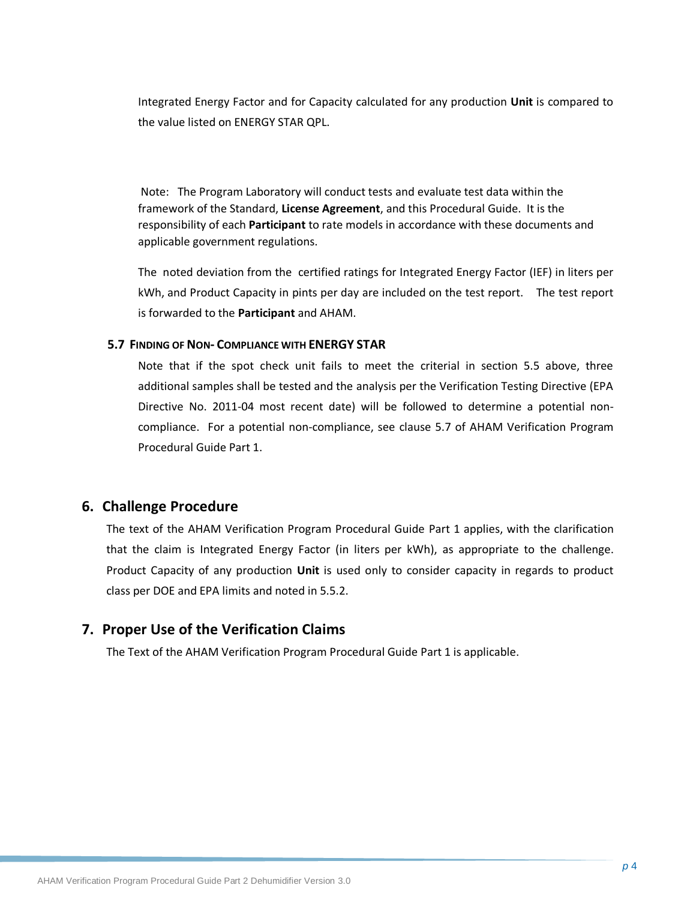Integrated Energy Factor and for Capacity calculated for any production **Unit** is compared to the value listed on ENERGY STAR QPL.

Note: The Program Laboratory will conduct tests and evaluate test data within the framework of the Standard, **License Agreement**, and this Procedural Guide. It is the responsibility of each **Participant** to rate models in accordance with these documents and applicable government regulations.

The noted deviation from the certified ratings for Integrated Energy Factor (IEF) in liters per kWh, and Product Capacity in pints per day are included on the test report. The test report is forwarded to the **Participant** and AHAM.

### 5.7 Finding of Non- Compliance with ENERGY STAR

Note that if the spot check unit fails to meet the criterial in section 5.5 above, three additional samples shall be tested and the analysis per the Verification Testing Directive (EPA Directive No. 2011-04 most recent date) will be followed to determine a potential non-compliance. For a potential non-compliance, see clause 5.7 of AHAM Verification Program Procedural Guide Part 1.

## 6. Challenge Procedure

The text of the AHAM Verification Program Procedural Guide Part 1 applies, with the clarification that the claim is Integrated Energy Factor (in liters per kWh), as appropriate to the challenge. Product Capacity of any production **Unit** is used only to consider capacity in regards to product class per DOE and EPA limits and noted in 5.5.2.

## 7. Proper Use of the Verification Claims

The Text of the AHAM Verification Program Procedural Guide Part 1 is applicable.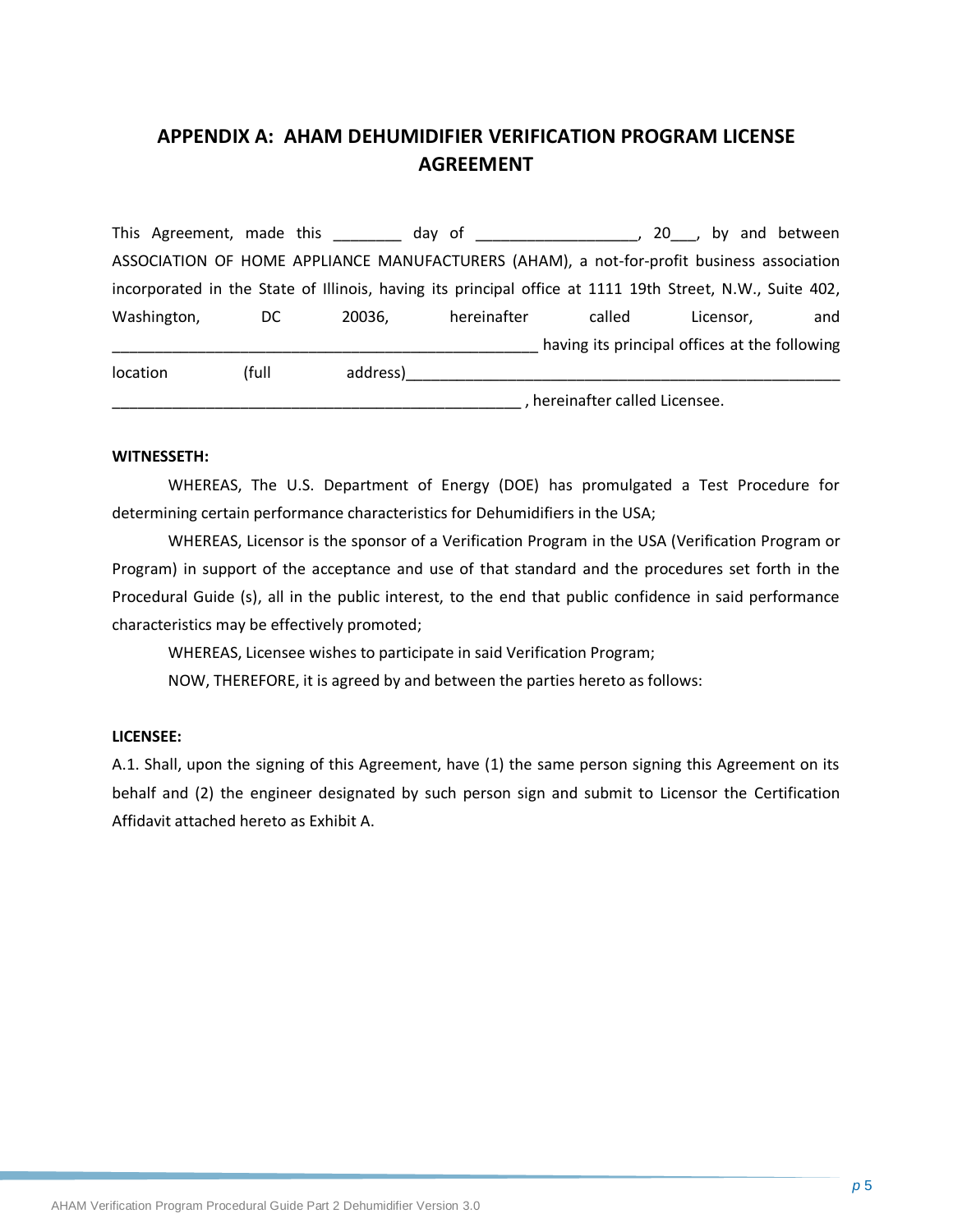## APPENDIX A: AHAM DEHUMIDIFIER VERIFICATION PROGRAM LICENSE AGREEMENT

This Agreement, made this ________ day of ___________________, 20___, by and between ASSOCIATION OF HOME APPLIANCE MANUFACTURERS (AHAM), a not-for-profit business association incorporated in the State of Illinois, having its principal office at 1111 19th Street, N.W., Suite 402, Washington, DC 20036, hereinafter called Licensor, and __________________________________________________ having its principal offices at the following location (full address)____________________________________________________ ________________________________________________ , hereinafter called Licensee.

**WITNESSETH:**

WHEREAS, The U.S. Department of Energy (DOE) has promulgated a Test Procedure for determining certain performance characteristics for Dehumidifiers in the USA;

WHEREAS, Licensor is the sponsor of a Verification Program in the USA (Verification Program or Program) in support of the acceptance and use of that standard and the procedures set forth in the Procedural Guide (s), all in the public interest, to the end that public confidence in said performance characteristics may be effectively promoted;

WHEREAS, Licensee wishes to participate in said Verification Program;

NOW, THEREFORE, it is agreed by and between the parties hereto as follows:

**LICENSEE:**

A.1. Shall, upon the signing of this Agreement, have (1) the same person signing this Agreement on its behalf and (2) the engineer designated by such person sign and submit to Licensor the Certification Affidavit attached hereto as Exhibit A.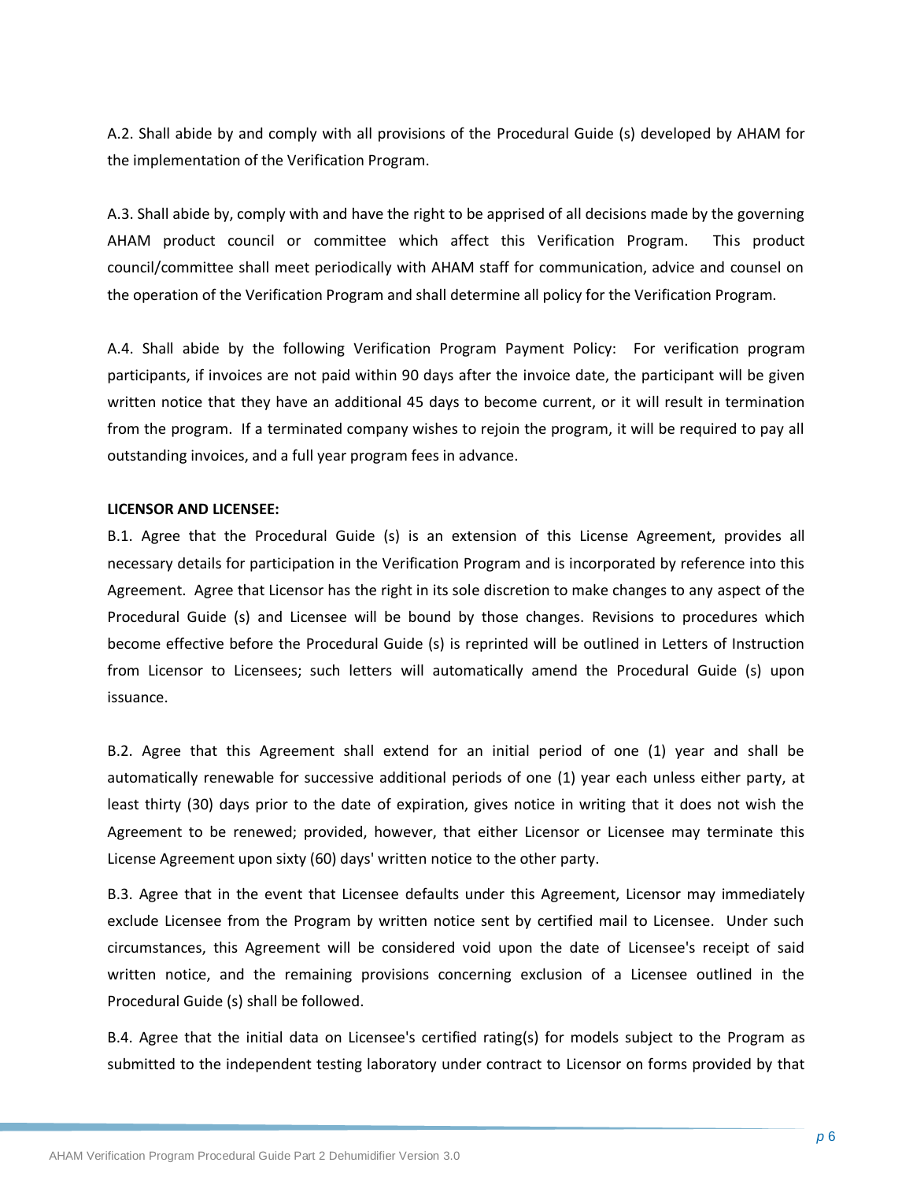A.2. Shall abide by and comply with all provisions of the Procedural Guide (s) developed by AHAM for the implementation of the Verification Program.

A.3. Shall abide by, comply with and have the right to be apprised of all decisions made by the governing AHAM product council or committee which affect this Verification Program. This product council/committee shall meet periodically with AHAM staff for communication, advice and counsel on the operation of the Verification Program and shall determine all policy for the Verification Program.

A.4. Shall abide by the following Verification Program Payment Policy: For verification program participants, if invoices are not paid within 90 days after the invoice date, the participant will be given written notice that they have an additional 45 days to become current, or it will result in termination from the program. If a terminated company wishes to rejoin the program, it will be required to pay all outstanding invoices, and a full year program fees in advance.

**LICENSOR AND LICENSEE:**

B.1. Agree that the Procedural Guide (s) is an extension of this License Agreement, provides all necessary details for participation in the Verification Program and is incorporated by reference into this Agreement. Agree that Licensor has the right in its sole discretion to make changes to any aspect of the Procedural Guide (s) and Licensee will be bound by those changes. Revisions to procedures which become effective before the Procedural Guide (s) is reprinted will be outlined in Letters of Instruction from Licensor to Licensees; such letters will automatically amend the Procedural Guide (s) upon issuance.

B.2. Agree that this Agreement shall extend for an initial period of one (1) year and shall be automatically renewable for successive additional periods of one (1) year each unless either party, at least thirty (30) days prior to the date of expiration, gives notice in writing that it does not wish the Agreement to be renewed; provided, however, that either Licensor or Licensee may terminate this License Agreement upon sixty (60) days' written notice to the other party.

B.3. Agree that in the event that Licensee defaults under this Agreement, Licensor may immediately exclude Licensee from the Program by written notice sent by certified mail to Licensee. Under such circumstances, this Agreement will be considered void upon the date of Licensee's receipt of said written notice, and the remaining provisions concerning exclusion of a Licensee outlined in the Procedural Guide (s) shall be followed.

B.4. Agree that the initial data on Licensee's certified rating(s) for models subject to the Program as submitted to the independent testing laboratory under contract to Licensor on forms provided by that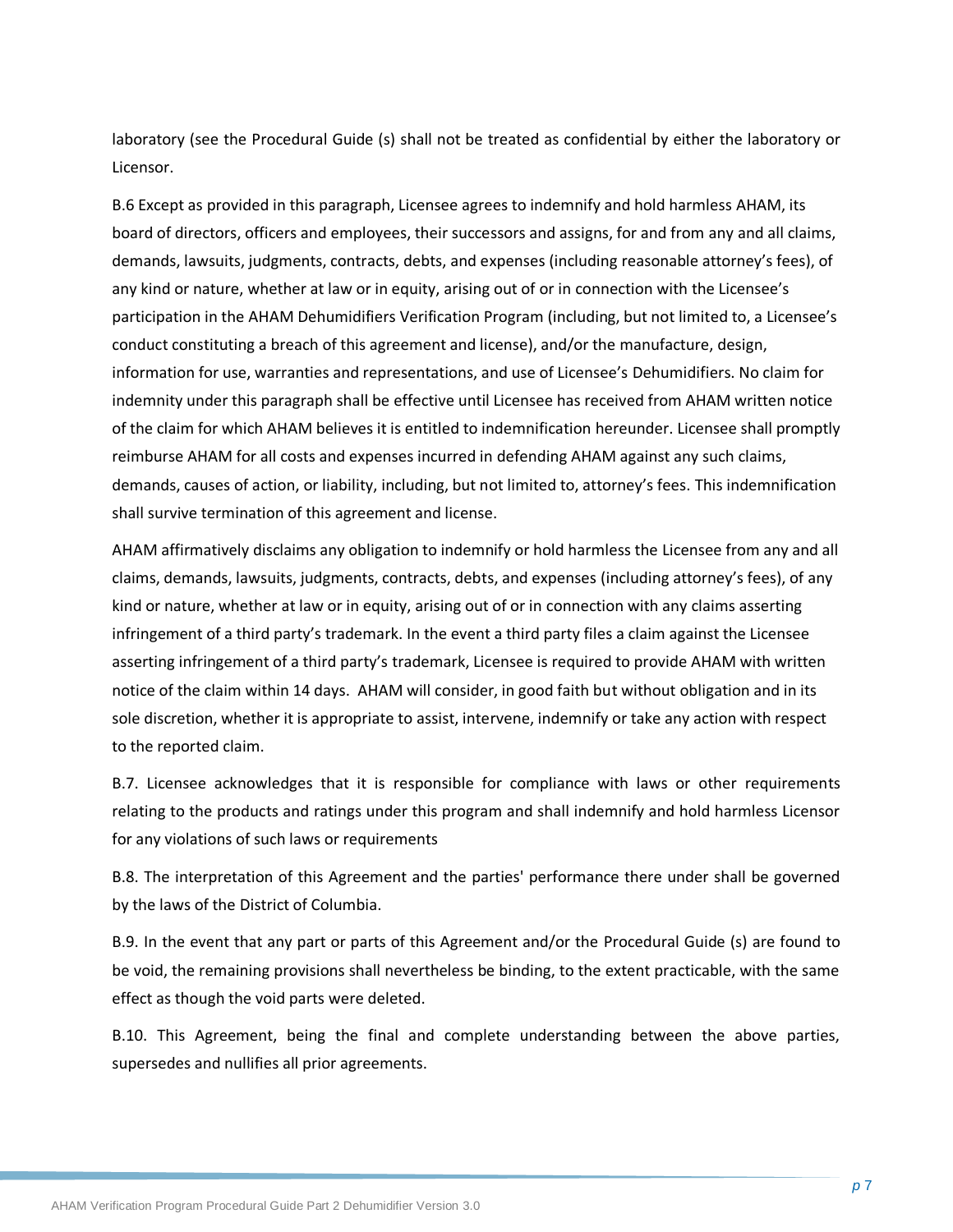laboratory (see the Procedural Guide (s) shall not be treated as confidential by either the laboratory or Licensor.

B.6 Except as provided in this paragraph, Licensee agrees to indemnify and hold harmless AHAM, its board of directors, officers and employees, their successors and assigns, for and from any and all claims, demands, lawsuits, judgments, contracts, debts, and expenses (including reasonable attorney's fees), of any kind or nature, whether at law or in equity, arising out of or in connection with the Licensee's participation in the AHAM Dehumidifiers Verification Program (including, but not limited to, a Licensee's conduct constituting a breach of this agreement and license), and/or the manufacture, design, information for use, warranties and representations, and use of Licensee's Dehumidifiers. No claim for indemnity under this paragraph shall be effective until Licensee has received from AHAM written notice of the claim for which AHAM believes it is entitled to indemnification hereunder. Licensee shall promptly reimburse AHAM for all costs and expenses incurred in defending AHAM against any such claims, demands, causes of action, or liability, including, but not limited to, attorney's fees. This indemnification shall survive termination of this agreement and license.

AHAM affirmatively disclaims any obligation to indemnify or hold harmless the Licensee from any and all claims, demands, lawsuits, judgments, contracts, debts, and expenses (including attorney's fees), of any kind or nature, whether at law or in equity, arising out of or in connection with any claims asserting infringement of a third party's trademark. In the event a third party files a claim against the Licensee asserting infringement of a third party's trademark, Licensee is required to provide AHAM with written notice of the claim within 14 days. AHAM will consider, in good faith but without obligation and in its sole discretion, whether it is appropriate to assist, intervene, indemnify or take any action with respect to the reported claim.

B.7. Licensee acknowledges that it is responsible for compliance with laws or other requirements relating to the products and ratings under this program and shall indemnify and hold harmless Licensor for any violations of such laws or requirements

B.8. The interpretation of this Agreement and the parties' performance there under shall be governed by the laws of the District of Columbia.

B.9. In the event that any part or parts of this Agreement and/or the Procedural Guide (s) are found to be void, the remaining provisions shall nevertheless be binding, to the extent practicable, with the same effect as though the void parts were deleted.

B.10. This Agreement, being the final and complete understanding between the above parties, supersedes and nullifies all prior agreements.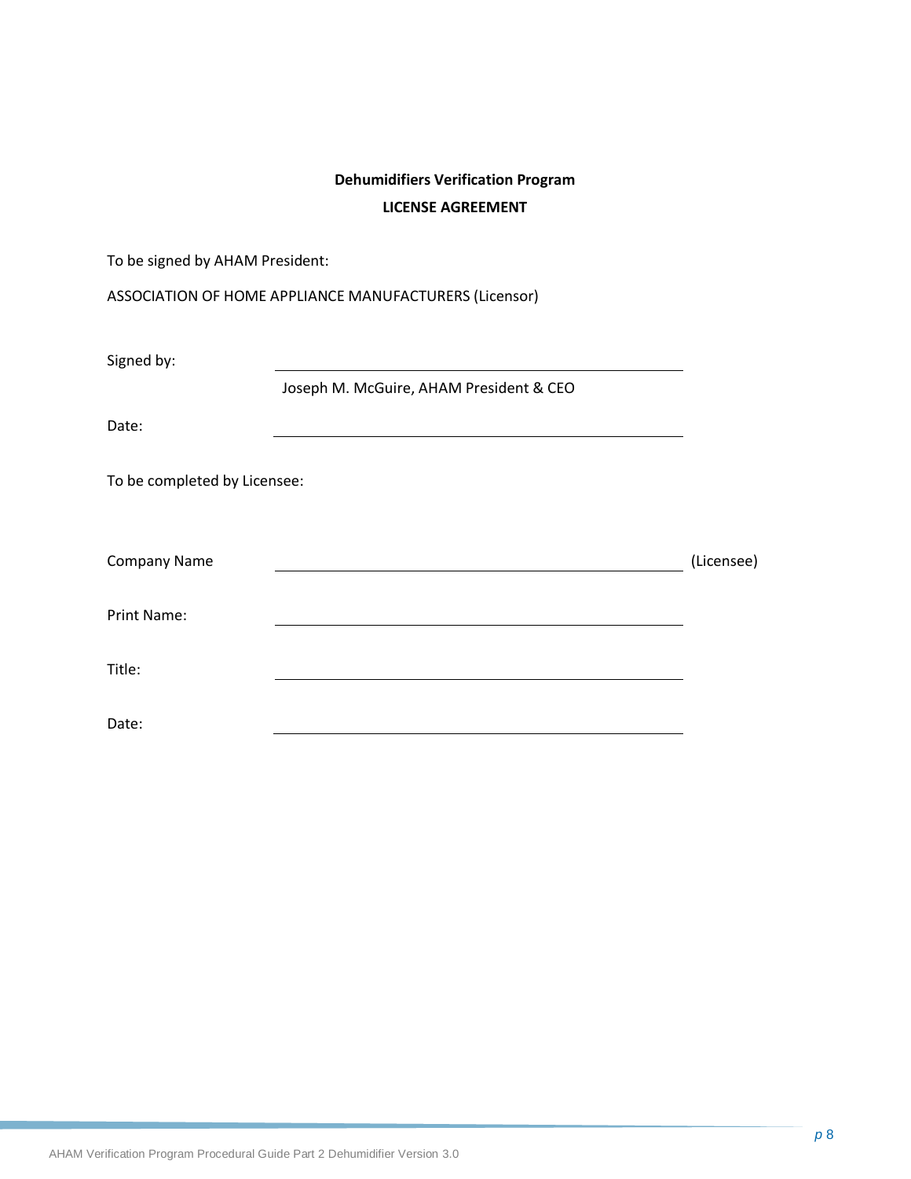**Dehumidifiers Verification Program**

**LICENSE AGREEMENT**

To be signed by AHAM President:

ASSOCIATION OF HOME APPLIANCE MANUFACTURERS (Licensor)

Signed by: ______________________________________________

Joseph M. McGuire, AHAM President & CEO

Date: ______________________________________________

To be completed by Licensee:

Company Name ______________________________________________ (Licensee)

Print Name: ______________________________________________

Title: ______________________________________________

Date: ______________________________________________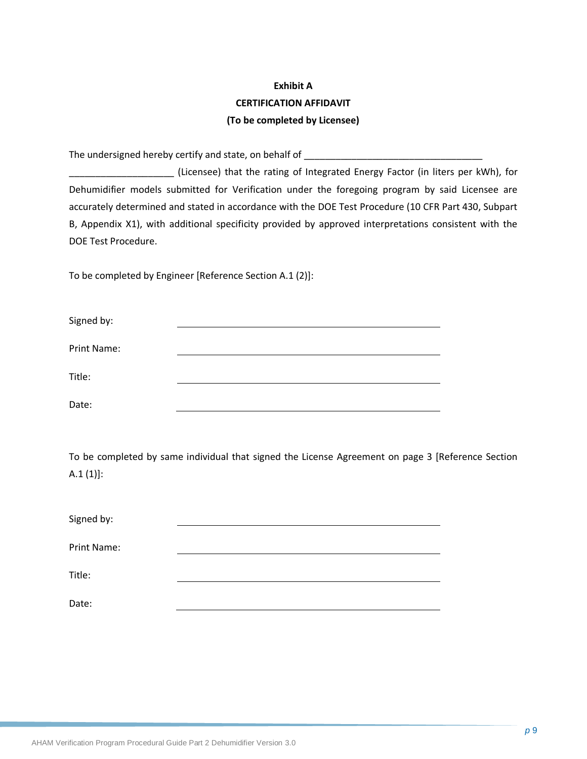**Exhibit A**

**CERTIFICATION AFFIDAVIT**

**(To be completed by Licensee)**

The undersigned hereby certify and state, on behalf of ___________________________________ ____________________ (Licensee) that the rating of Integrated Energy Factor (in liters per kWh), for Dehumidifier models submitted for Verification under the foregoing program by said Licensee are accurately determined and stated in accordance with the DOE Test Procedure (10 CFR Part 430, Subpart B, Appendix X1), with additional specificity provided by approved interpretations consistent with the DOE Test Procedure.

To be completed by Engineer [Reference Section A.1 (2)]:

Signed by: ____________________________________________

Print Name: ____________________________________________

Title: ____________________________________________

Date: ____________________________________________

To be completed by same individual that signed the License Agreement on page 3 [Reference Section A.1 (1)]:

Signed by: ____________________________________________

Print Name: ____________________________________________

Title: ____________________________________________

Date: ____________________________________________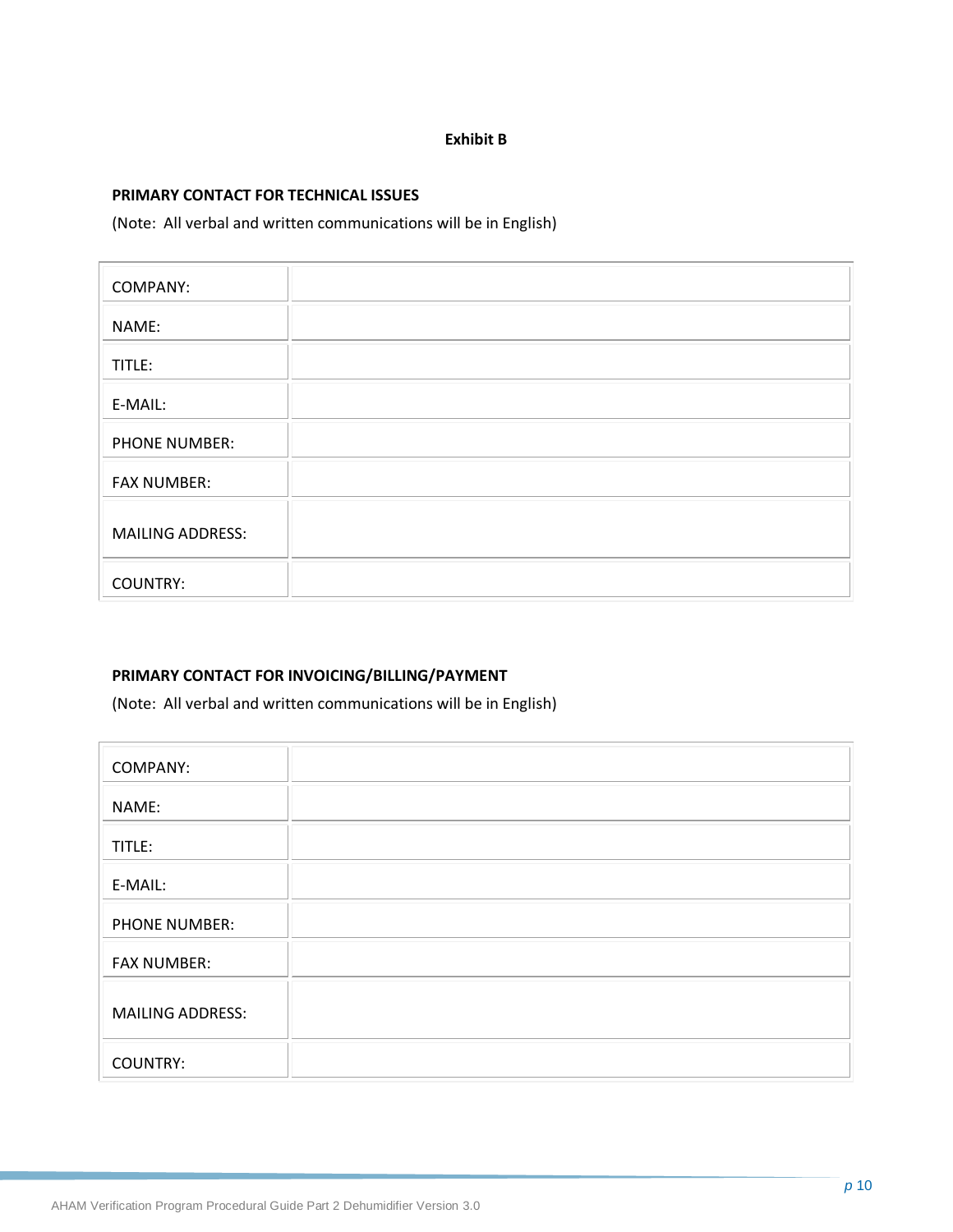**Exhibit B**

**PRIMARY CONTACT FOR TECHNICAL ISSUES**

(Note: All verbal and written communications will be in English)

| | |
|---|---|
| COMPANY: | |
| NAME: | |
| TITLE: | |
| E-MAIL: | |
| PHONE NUMBER: | |
| FAX NUMBER: | |
| MAILING ADDRESS: | |
| COUNTRY: | |

**PRIMARY CONTACT FOR INVOICING/BILLING/PAYMENT**

(Note: All verbal and written communications will be in English)

| | |
|---|---|
| COMPANY: | |
| NAME: | |
| TITLE: | |
| E-MAIL: | |
| PHONE NUMBER: | |
| FAX NUMBER: | |
| MAILING ADDRESS: | |
| COUNTRY: | |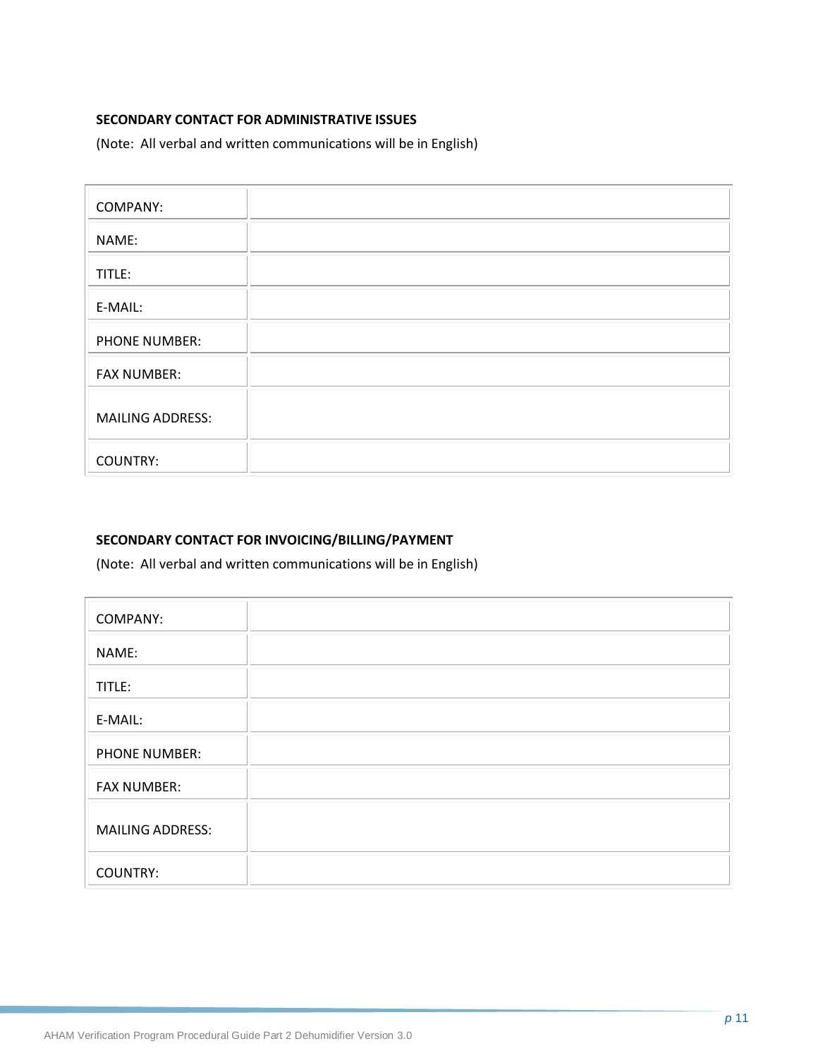**SECONDARY CONTACT FOR ADMINISTRATIVE ISSUES**

(Note: All verbal and written communications will be in English)

| | |
|---|---|
| COMPANY: | |
| NAME: | |
| TITLE: | |
| E-MAIL: | |
| PHONE NUMBER: | |
| FAX NUMBER: | |
| MAILING ADDRESS: | |
| COUNTRY: | |

**SECONDARY CONTACT FOR INVOICING/BILLING/PAYMENT**

(Note: All verbal and written communications will be in English)

| | |
|---|---|
| COMPANY: | |
| NAME: | |
| TITLE: | |
| E-MAIL: | |
| PHONE NUMBER: | |
| FAX NUMBER: | |
| MAILING ADDRESS: | |
| COUNTRY: | |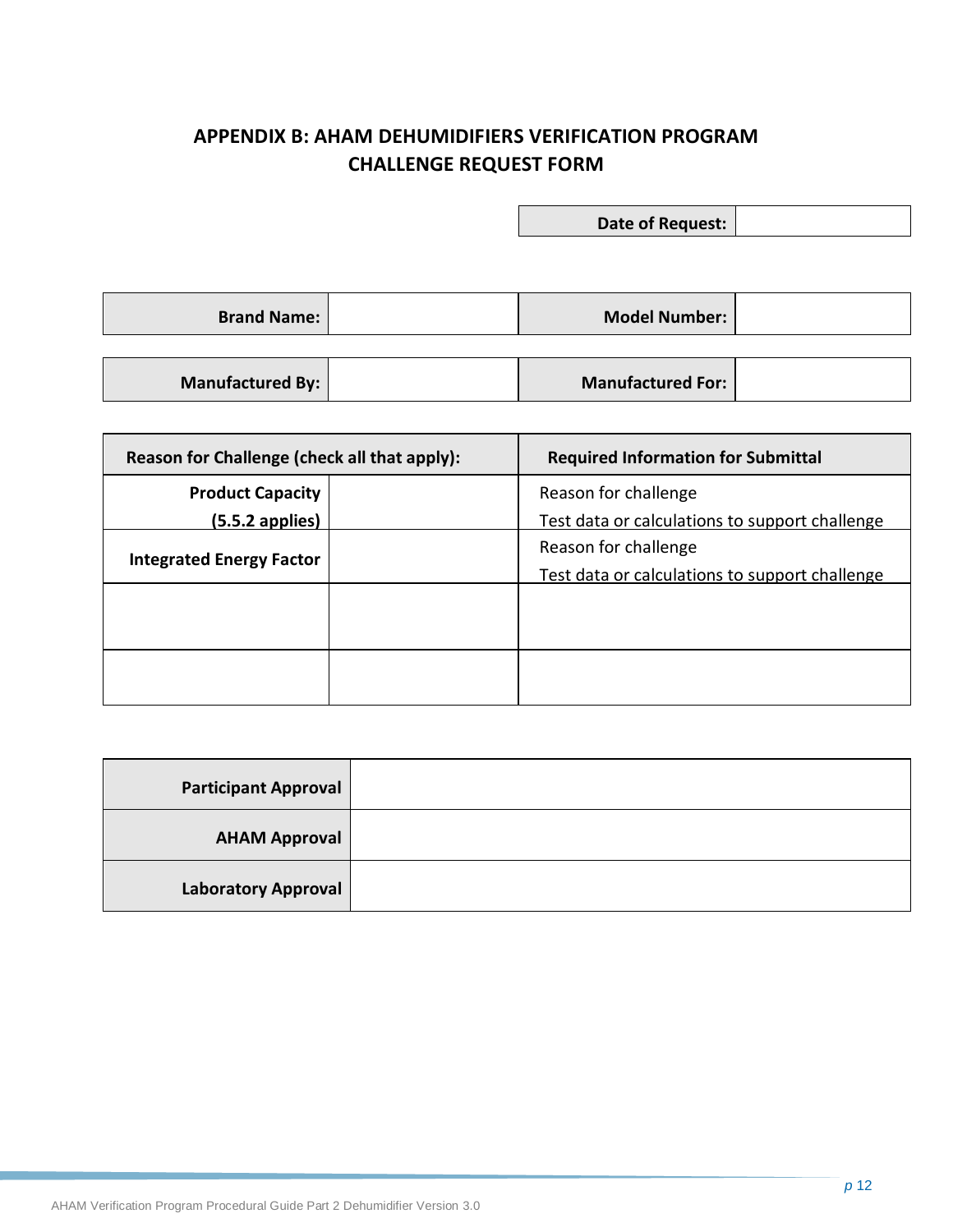# APPENDIX B: AHAM DEHUMIDIFIERS VERIFICATION PROGRAM CHALLENGE REQUEST FORM

| Date of Request: | |
|---|---|

| Brand Name: | | Model Number: | |
|---|---|---|---|
| **Manufactured By:** | | **Manufactured For:** | |

| Reason for Challenge (check all that apply): | | Required Information for Submittal |
|---|---|---|
| **Product Capacity (5.5.2 applies)** | | Reason for challenge<br>Test data or calculations to support challenge |
| **Integrated Energy Factor** | | Reason for challenge<br>Test data or calculations to support challenge |
| | | |
| | | |

| Participant Approval | |
|---|---|
| **AHAM Approval** | |
| **Laboratory Approval** | |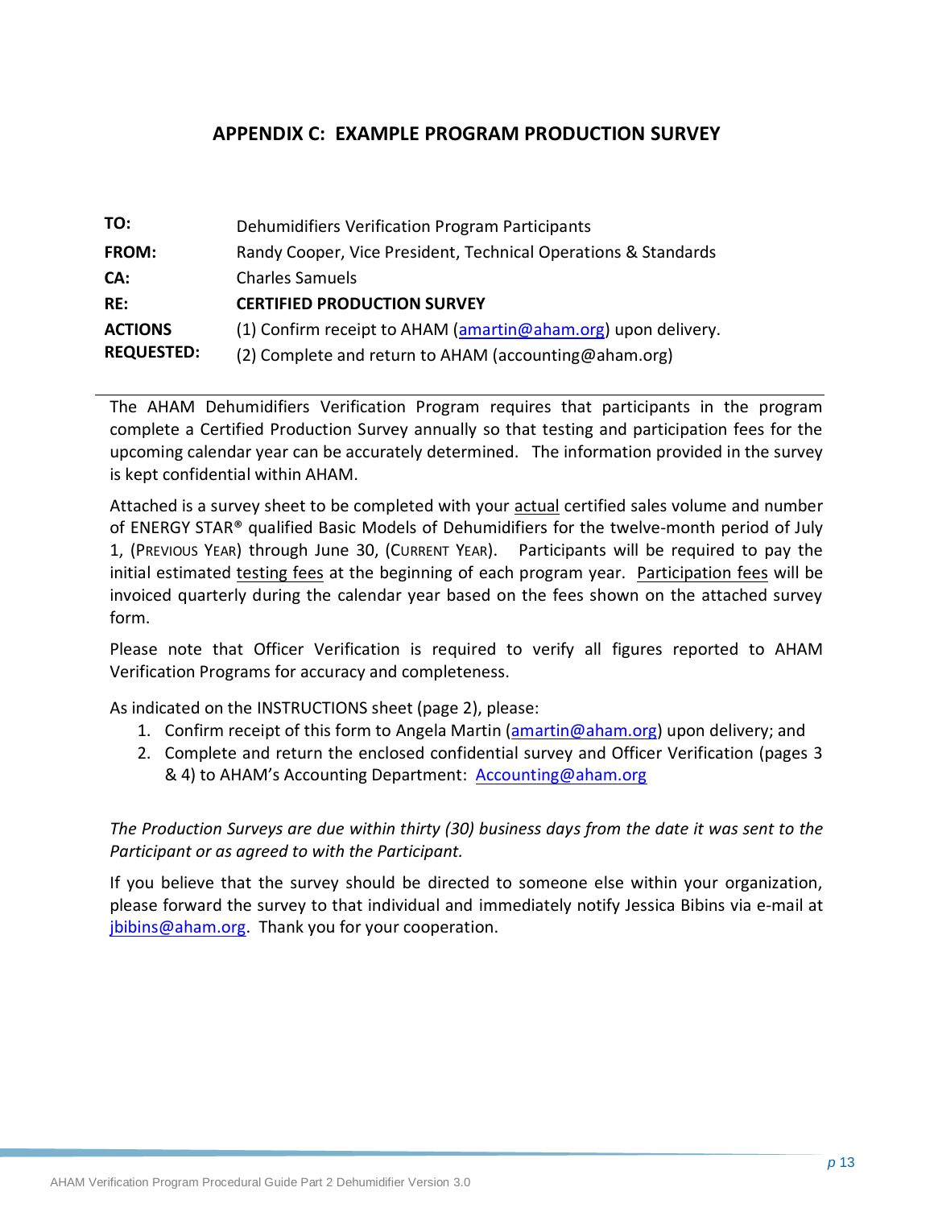## APPENDIX C: EXAMPLE PROGRAM PRODUCTION SURVEY

| | |
|---|---|
| **TO:** | Dehumidifiers Verification Program Participants |
| **FROM:** | Randy Cooper, Vice President, Technical Operations & Standards |
| **CA:** | Charles Samuels |
| **RE:** | **CERTIFIED PRODUCTION SURVEY** |
| **ACTIONS REQUESTED:** | (1) Confirm receipt to AHAM (amartin@aham.org) upon delivery.<br>(2) Complete and return to AHAM (accounting@aham.org) |

---

The AHAM Dehumidifiers Verification Program requires that participants in the program complete a Certified Production Survey annually so that testing and participation fees for the upcoming calendar year can be accurately determined. The information provided in the survey is kept confidential within AHAM.

Attached is a survey sheet to be completed with your actual certified sales volume and number of ENERGY STAR® qualified Basic Models of Dehumidifiers for the twelve-month period of July 1, (PREVIOUS YEAR) through June 30, (CURRENT YEAR). Participants will be required to pay the initial estimated testing fees at the beginning of each program year. Participation fees will be invoiced quarterly during the calendar year based on the fees shown on the attached survey form.

Please note that Officer Verification is required to verify all figures reported to AHAM Verification Programs for accuracy and completeness.

As indicated on the INSTRUCTIONS sheet (page 2), please:

1. Confirm receipt of this form to Angela Martin (amartin@aham.org) upon delivery; and
2. Complete and return the enclosed confidential survey and Officer Verification (pages 3 & 4) to AHAM's Accounting Department: Accounting@aham.org

*The Production Surveys are due within thirty (30) business days from the date it was sent to the Participant or as agreed to with the Participant.*

If you believe that the survey should be directed to someone else within your organization, please forward the survey to that individual and immediately notify Jessica Bibins via e-mail at jbibins@aham.org. Thank you for your cooperation.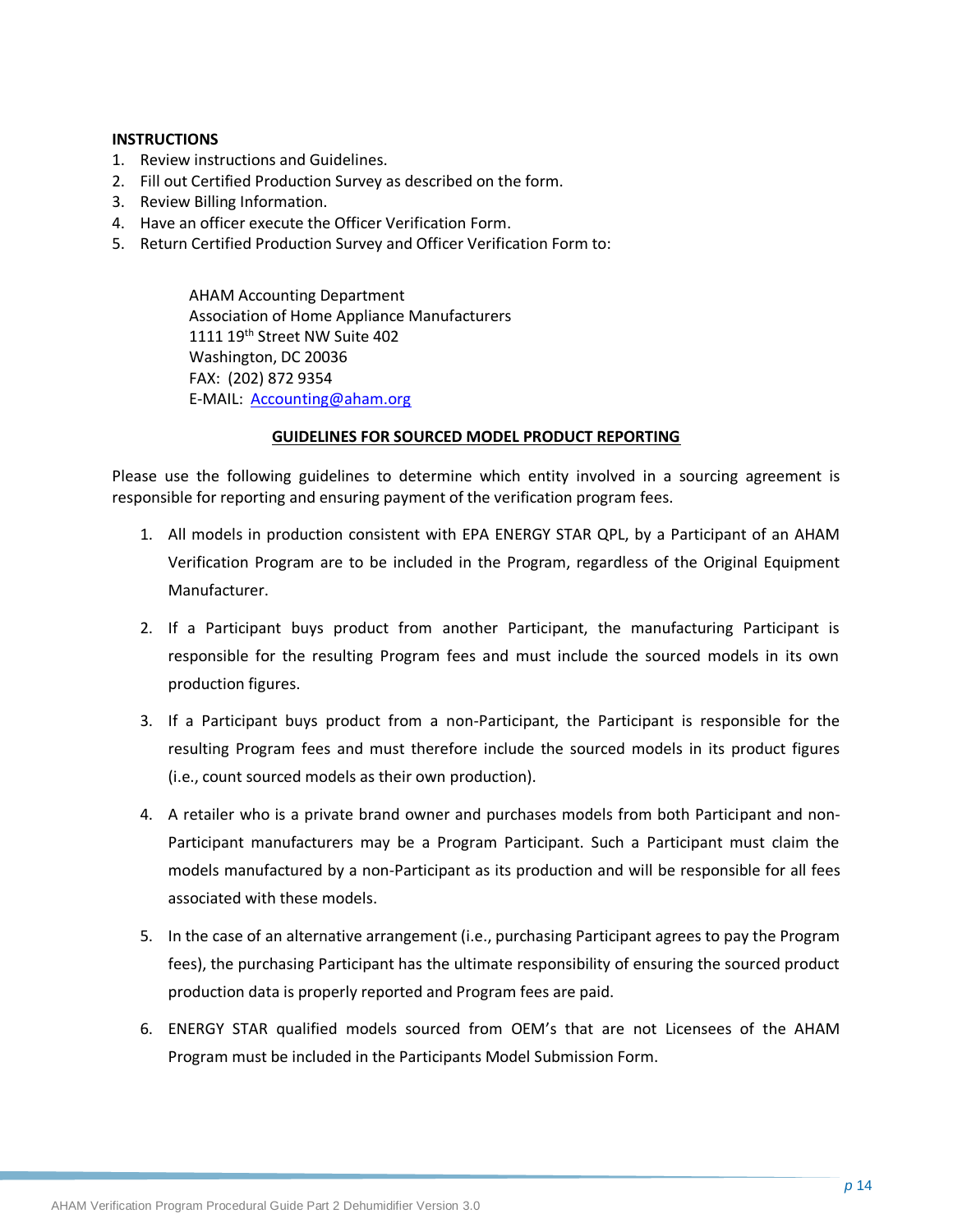**INSTRUCTIONS**

1. Review instructions and Guidelines.
2. Fill out Certified Production Survey as described on the form.
3. Review Billing Information.
4. Have an officer execute the Officer Verification Form.
5. Return Certified Production Survey and Officer Verification Form to:

AHAM Accounting Department
Association of Home Appliance Manufacturers
1111 19th Street NW Suite 402
Washington, DC 20036
FAX: (202) 872 9354
E-MAIL: Accounting@aham.org

**GUIDELINES FOR SOURCED MODEL PRODUCT REPORTING**

Please use the following guidelines to determine which entity involved in a sourcing agreement is responsible for reporting and ensuring payment of the verification program fees.

1. All models in production consistent with EPA ENERGY STAR QPL, by a Participant of an AHAM Verification Program are to be included in the Program, regardless of the Original Equipment Manufacturer.
2. If a Participant buys product from another Participant, the manufacturing Participant is responsible for the resulting Program fees and must include the sourced models in its own production figures.
3. If a Participant buys product from a non-Participant, the Participant is responsible for the resulting Program fees and must therefore include the sourced models in its product figures (i.e., count sourced models as their own production).
4. A retailer who is a private brand owner and purchases models from both Participant and non-Participant manufacturers may be a Program Participant. Such a Participant must claim the models manufactured by a non-Participant as its production and will be responsible for all fees associated with these models.
5. In the case of an alternative arrangement (i.e., purchasing Participant agrees to pay the Program fees), the purchasing Participant has the ultimate responsibility of ensuring the sourced product production data is properly reported and Program fees are paid.
6. ENERGY STAR qualified models sourced from OEM's that are not Licensees of the AHAM Program must be included in the Participants Model Submission Form.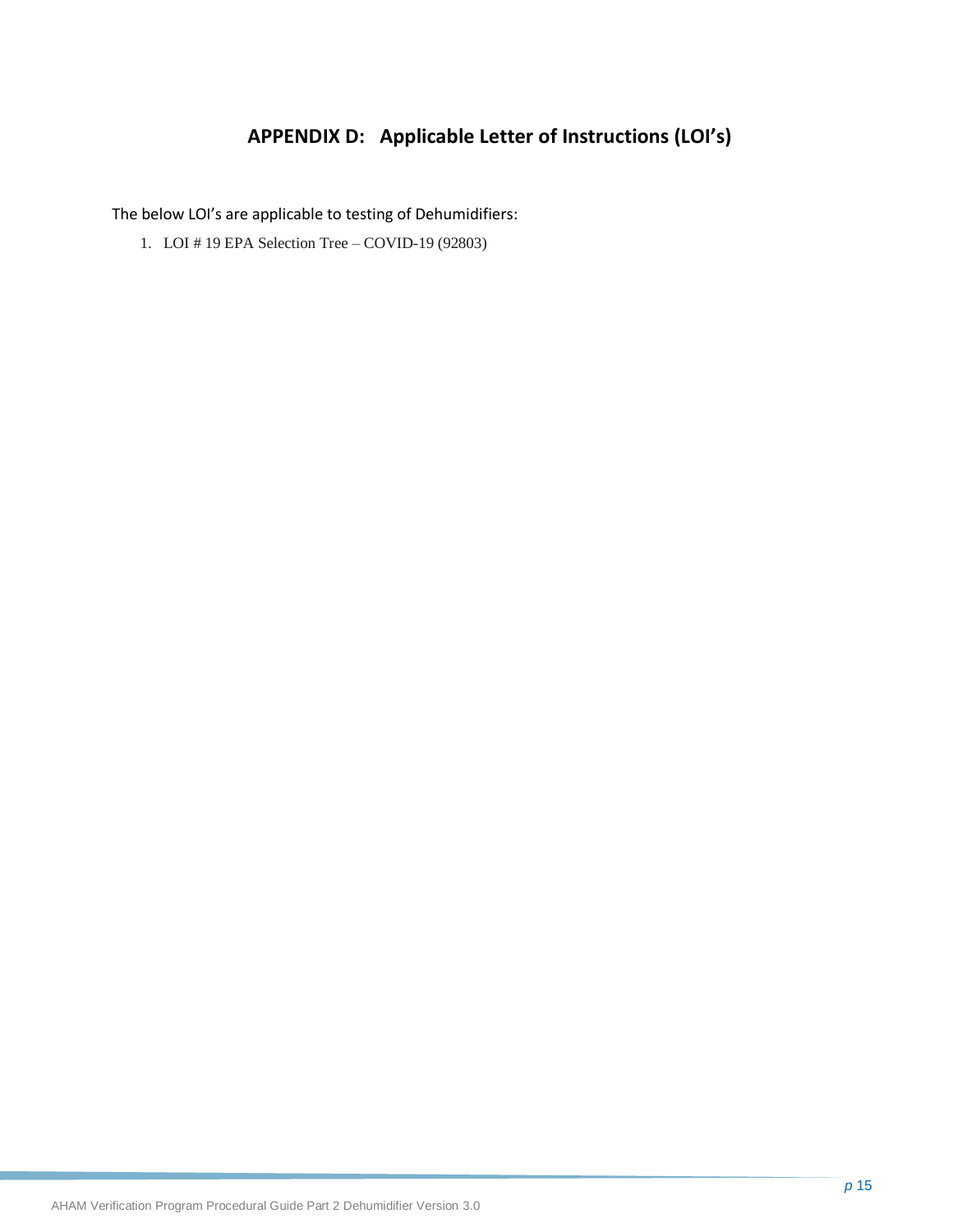# APPENDIX D: Applicable Letter of Instructions (LOI's)

The below LOI's are applicable to testing of Dehumidifiers:

1. LOI # 19 EPA Selection Tree – COVID-19 (92803)